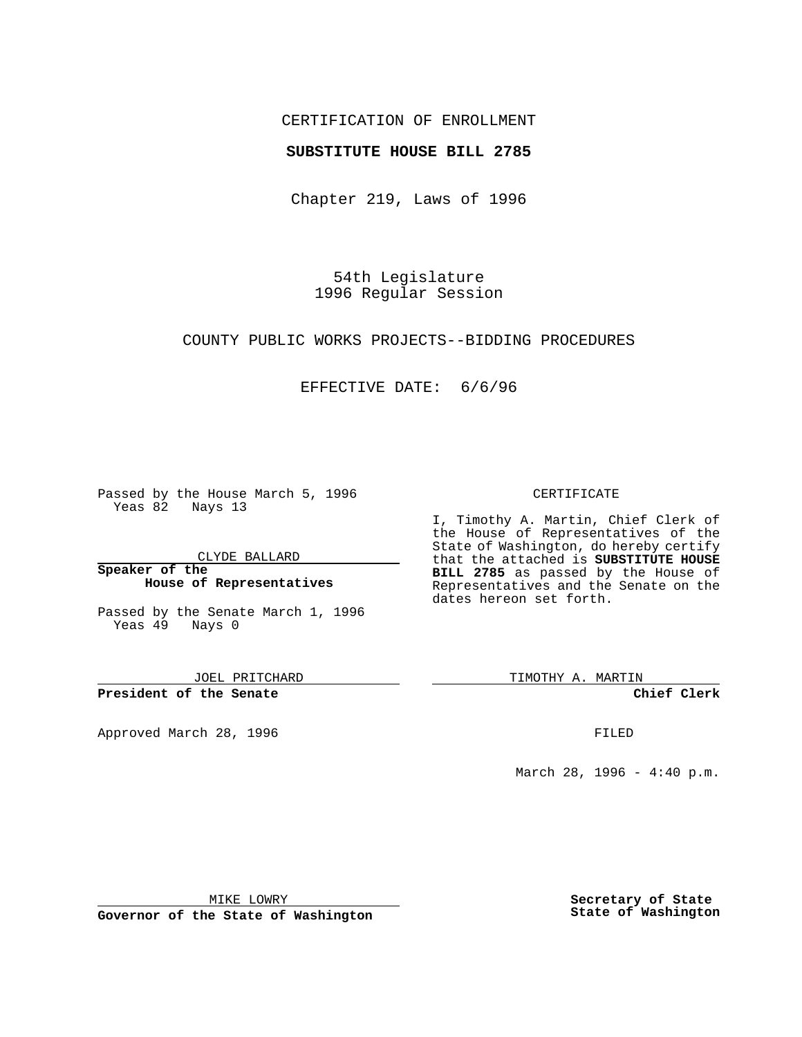CERTIFICATION OF ENROLLMENT

**SUBSTITUTE HOUSE BILL 2785**

Chapter 219, Laws of 1996

54th Legislature
1996 Regular Session

COUNTY PUBLIC WORKS PROJECTS--BIDDING PROCEDURES

EFFECTIVE DATE: 6/6/96

Passed by the House March 5, 1996
Yeas 82 Nays 13

CLYDE BALLARD

**Speaker of the House of Representatives**

Passed by the Senate March 1, 1996
Yeas 49 Nays 0

JOEL PRITCHARD

**President of the Senate**

Approved March 28, 1996

MIKE LOWRY

**Governor of the State of Washington**

CERTIFICATE

I, Timothy A. Martin, Chief Clerk of the House of Representatives of the State of Washington, do hereby certify that the attached is **SUBSTITUTE HOUSE BILL 2785** as passed by the House of Representatives and the Senate on the dates hereon set forth.

TIMOTHY A. MARTIN

**Chief Clerk**

FILED

March 28, 1996 - 4:40 p.m.

**Secretary of State**
**State of Washington**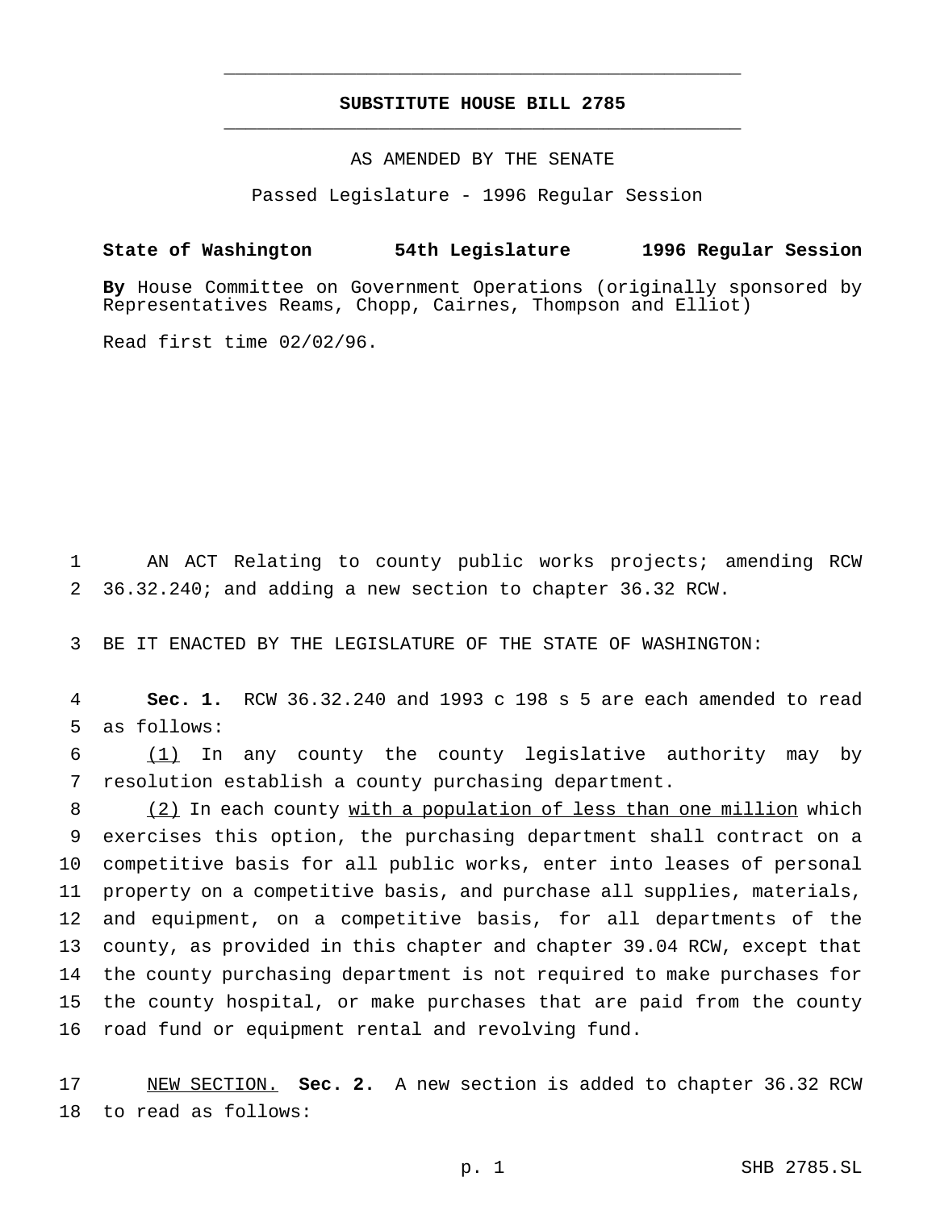# SUBSTITUTE HOUSE BILL 2785

AS AMENDED BY THE SENATE

Passed Legislature - 1996 Regular Session

**State of Washington 54th Legislature 1996 Regular Session**

**By** House Committee on Government Operations (originally sponsored by Representatives Reams, Chopp, Cairnes, Thompson and Elliot)

Read first time 02/02/96.

AN ACT Relating to county public works projects; amending RCW 36.32.240; and adding a new section to chapter 36.32 RCW.

BE IT ENACTED BY THE LEGISLATURE OF THE STATE OF WASHINGTON:

**Sec. 1.** RCW 36.32.240 and 1993 c 198 s 5 are each amended to read as follows:

(1) In any county the county legislative authority may by resolution establish a county purchasing department.

(2) In each county with a population of less than one million which exercises this option, the purchasing department shall contract on a competitive basis for all public works, enter into leases of personal property on a competitive basis, and purchase all supplies, materials, and equipment, on a competitive basis, for all departments of the county, as provided in this chapter and chapter 39.04 RCW, except that the county purchasing department is not required to make purchases for the county hospital, or make purchases that are paid from the county road fund or equipment rental and revolving fund.

NEW SECTION. **Sec. 2.** A new section is added to chapter 36.32 RCW to read as follows: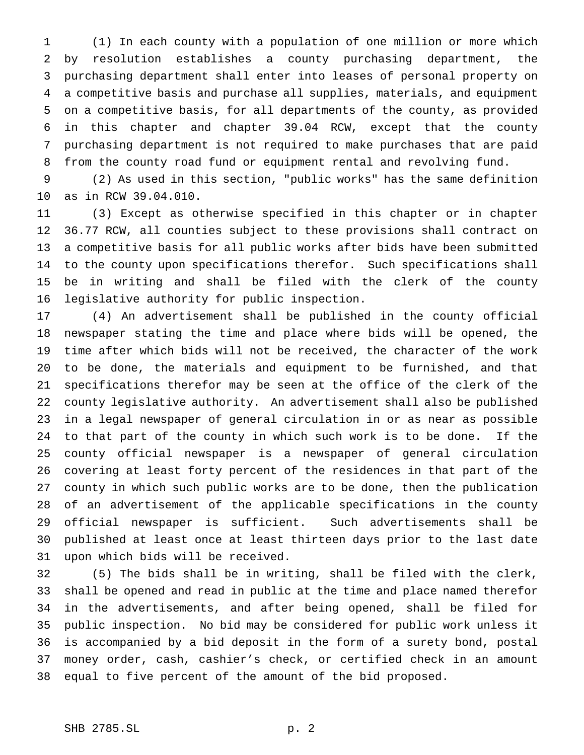(1) In each county with a population of one million or more which by resolution establishes a county purchasing department, the purchasing department shall enter into leases of personal property on a competitive basis and purchase all supplies, materials, and equipment on a competitive basis, for all departments of the county, as provided in this chapter and chapter 39.04 RCW, except that the county purchasing department is not required to make purchases that are paid from the county road fund or equipment rental and revolving fund.

(2) As used in this section, "public works" has the same definition as in RCW 39.04.010.

(3) Except as otherwise specified in this chapter or in chapter 36.77 RCW, all counties subject to these provisions shall contract on a competitive basis for all public works after bids have been submitted to the county upon specifications therefor. Such specifications shall be in writing and shall be filed with the clerk of the county legislative authority for public inspection.

(4) An advertisement shall be published in the county official newspaper stating the time and place where bids will be opened, the time after which bids will not be received, the character of the work to be done, the materials and equipment to be furnished, and that specifications therefor may be seen at the office of the clerk of the county legislative authority. An advertisement shall also be published in a legal newspaper of general circulation in or as near as possible to that part of the county in which such work is to be done. If the county official newspaper is a newspaper of general circulation covering at least forty percent of the residences in that part of the county in which such public works are to be done, then the publication of an advertisement of the applicable specifications in the county official newspaper is sufficient. Such advertisements shall be published at least once at least thirteen days prior to the last date upon which bids will be received.

(5) The bids shall be in writing, shall be filed with the clerk, shall be opened and read in public at the time and place named therefor in the advertisements, and after being opened, shall be filed for public inspection. No bid may be considered for public work unless it is accompanied by a bid deposit in the form of a surety bond, postal money order, cash, cashier's check, or certified check in an amount equal to five percent of the amount of the bid proposed.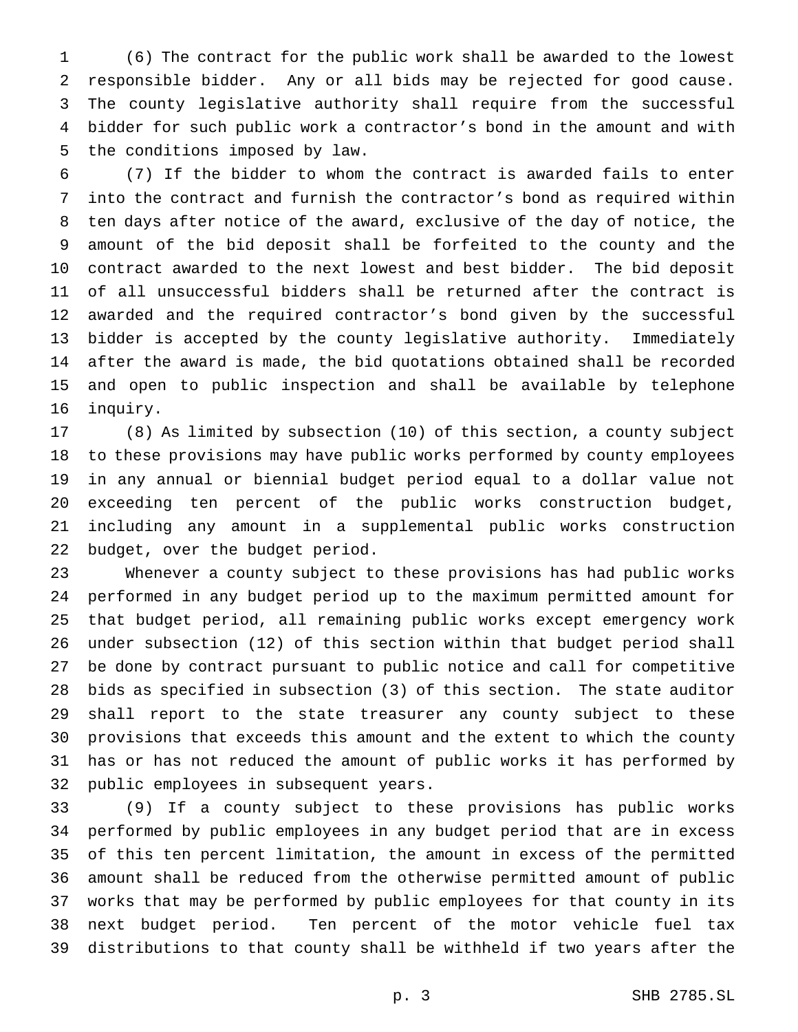(6) The contract for the public work shall be awarded to the lowest responsible bidder. Any or all bids may be rejected for good cause. The county legislative authority shall require from the successful bidder for such public work a contractor's bond in the amount and with the conditions imposed by law.

(7) If the bidder to whom the contract is awarded fails to enter into the contract and furnish the contractor's bond as required within ten days after notice of the award, exclusive of the day of notice, the amount of the bid deposit shall be forfeited to the county and the contract awarded to the next lowest and best bidder. The bid deposit of all unsuccessful bidders shall be returned after the contract is awarded and the required contractor's bond given by the successful bidder is accepted by the county legislative authority. Immediately after the award is made, the bid quotations obtained shall be recorded and open to public inspection and shall be available by telephone inquiry.

(8) As limited by subsection (10) of this section, a county subject to these provisions may have public works performed by county employees in any annual or biennial budget period equal to a dollar value not exceeding ten percent of the public works construction budget, including any amount in a supplemental public works construction budget, over the budget period.

Whenever a county subject to these provisions has had public works performed in any budget period up to the maximum permitted amount for that budget period, all remaining public works except emergency work under subsection (12) of this section within that budget period shall be done by contract pursuant to public notice and call for competitive bids as specified in subsection (3) of this section. The state auditor shall report to the state treasurer any county subject to these provisions that exceeds this amount and the extent to which the county has or has not reduced the amount of public works it has performed by public employees in subsequent years.

(9) If a county subject to these provisions has public works performed by public employees in any budget period that are in excess of this ten percent limitation, the amount in excess of the permitted amount shall be reduced from the otherwise permitted amount of public works that may be performed by public employees for that county in its next budget period. Ten percent of the motor vehicle fuel tax distributions to that county shall be withheld if two years after the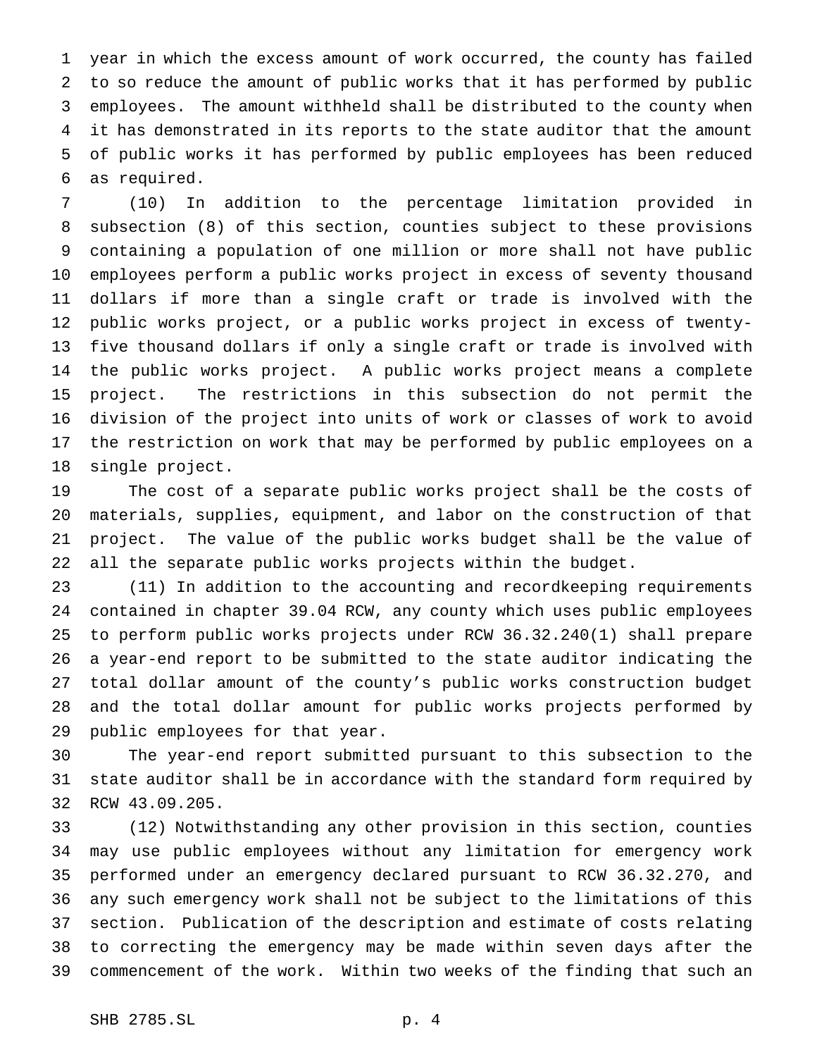year in which the excess amount of work occurred, the county has failed to so reduce the amount of public works that it has performed by public employees. The amount withheld shall be distributed to the county when it has demonstrated in its reports to the state auditor that the amount of public works it has performed by public employees has been reduced as required.

(10) In addition to the percentage limitation provided in subsection (8) of this section, counties subject to these provisions containing a population of one million or more shall not have public employees perform a public works project in excess of seventy thousand dollars if more than a single craft or trade is involved with the public works project, or a public works project in excess of twenty-five thousand dollars if only a single craft or trade is involved with the public works project. A public works project means a complete project. The restrictions in this subsection do not permit the division of the project into units of work or classes of work to avoid the restriction on work that may be performed by public employees on a single project.

The cost of a separate public works project shall be the costs of materials, supplies, equipment, and labor on the construction of that project. The value of the public works budget shall be the value of all the separate public works projects within the budget.

(11) In addition to the accounting and recordkeeping requirements contained in chapter 39.04 RCW, any county which uses public employees to perform public works projects under RCW 36.32.240(1) shall prepare a year-end report to be submitted to the state auditor indicating the total dollar amount of the county's public works construction budget and the total dollar amount for public works projects performed by public employees for that year.

The year-end report submitted pursuant to this subsection to the state auditor shall be in accordance with the standard form required by RCW 43.09.205.

(12) Notwithstanding any other provision in this section, counties may use public employees without any limitation for emergency work performed under an emergency declared pursuant to RCW 36.32.270, and any such emergency work shall not be subject to the limitations of this section. Publication of the description and estimate of costs relating to correcting the emergency may be made within seven days after the commencement of the work. Within two weeks of the finding that such an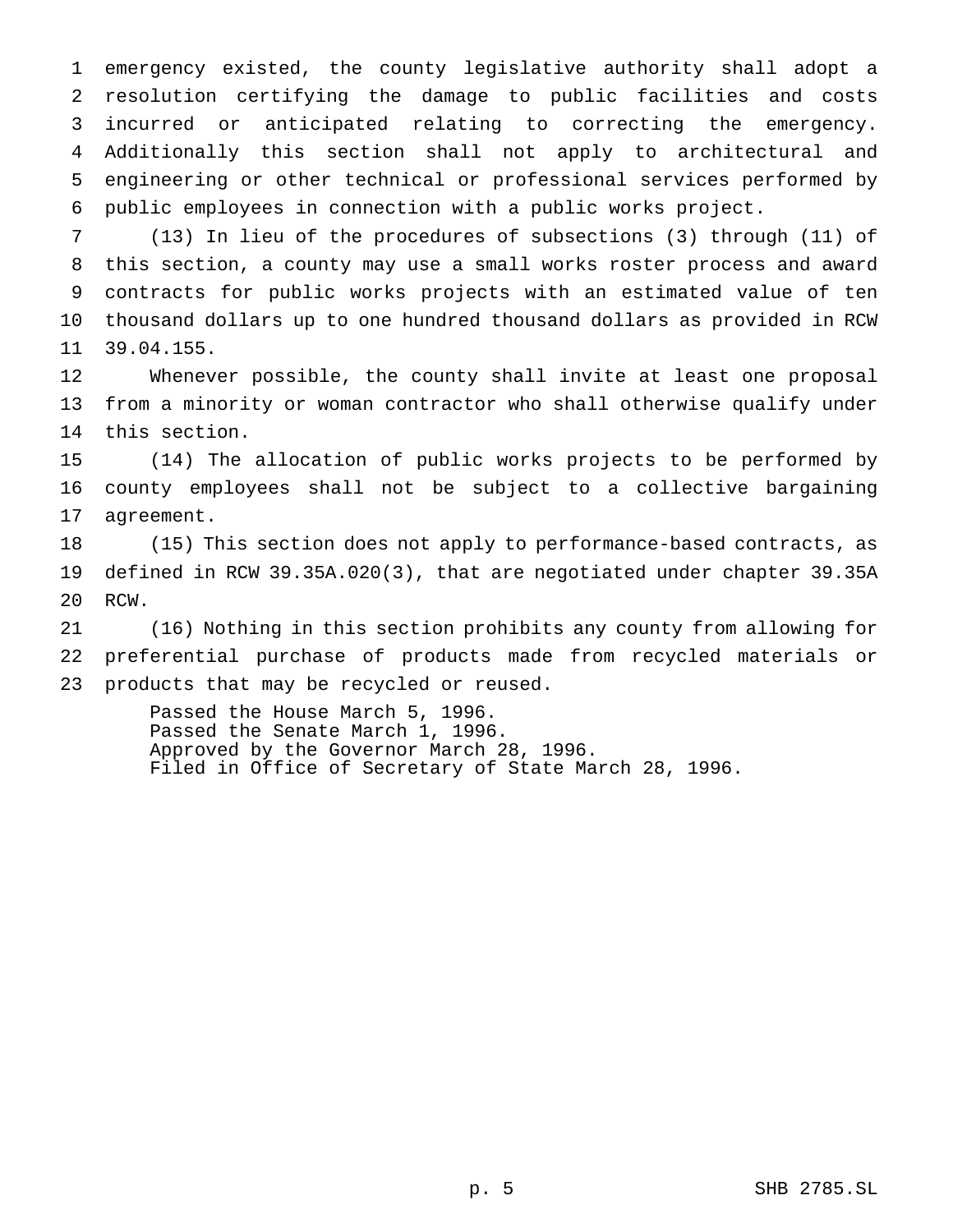emergency existed, the county legislative authority shall adopt a resolution certifying the damage to public facilities and costs incurred or anticipated relating to correcting the emergency. Additionally this section shall not apply to architectural and engineering or other technical or professional services performed by public employees in connection with a public works project.

(13) In lieu of the procedures of subsections (3) through (11) of this section, a county may use a small works roster process and award contracts for public works projects with an estimated value of ten thousand dollars up to one hundred thousand dollars as provided in RCW 39.04.155.

Whenever possible, the county shall invite at least one proposal from a minority or woman contractor who shall otherwise qualify under this section.

(14) The allocation of public works projects to be performed by county employees shall not be subject to a collective bargaining agreement.

(15) This section does not apply to performance-based contracts, as defined in RCW 39.35A.020(3), that are negotiated under chapter 39.35A RCW.

(16) Nothing in this section prohibits any county from allowing for preferential purchase of products made from recycled materials or products that may be recycled or reused.

Passed the House March 5, 1996.
Passed the Senate March 1, 1996.
Approved by the Governor March 28, 1996.
Filed in Office of Secretary of State March 28, 1996.